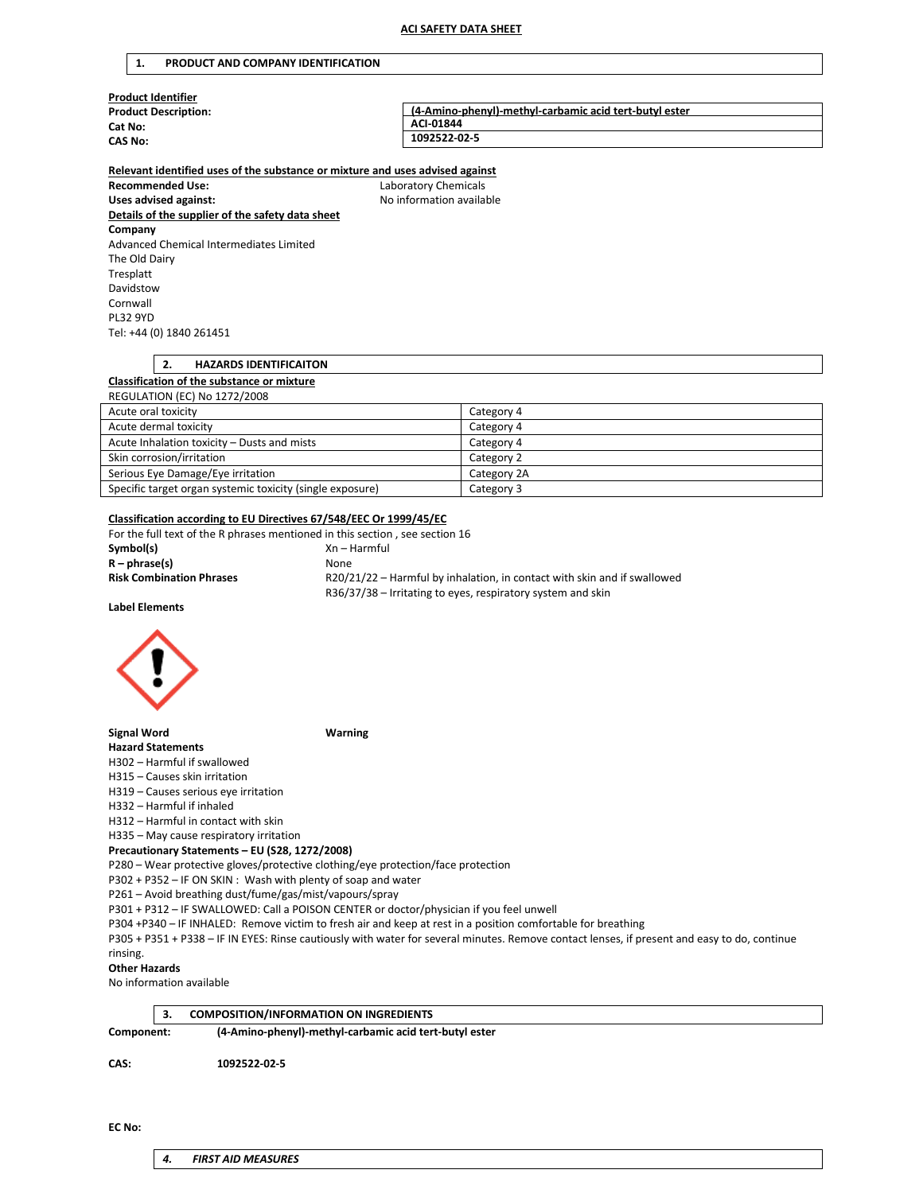# ACI SAFETY DATA SHEET

## 1. PRODUCT AND COMPANY IDENTIFICATION

**Product Identifier**

| | |
|---|---|
| **Product Description:** | **(4-Amino-phenyl)-methyl-carbamic acid tert-butyl ester** |
| **Cat No:** | **ACI-01844** |
| **CAS No:** | **1092522-02-5** |

**Relevant identified uses of the substance or mixture and uses advised against**

**Recommended Use:** Laboratory Chemicals

**Uses advised against:** No information available

**Details of the supplier of the safety data sheet**

**Company**

Advanced Chemical Intermediates Limited
The Old Dairy
Tresplatt
Davidstow
Cornwall
PL32 9YD
Tel: +44 (0) 1840 261451

## 2. HAZARDS IDENTIFICAITON

**Classification of the substance or mixture**

REGULATION (EC) No 1272/2008

| | |
|---|---|
| Acute oral toxicity | Category 4 |
| Acute dermal toxicity | Category 4 |
| Acute Inhalation toxicity – Dusts and mists | Category 4 |
| Skin corrosion/irritation | Category 2 |
| Serious Eye Damage/Eye irritation | Category 2A |
| Specific target organ systemic toxicity (single exposure) | Category 3 |

**Classification according to EU Directives 67/548/EEC Or 1999/45/EC**

For the full text of the R phrases mentioned in this section , see section 16

**Symbol(s)** Xn – Harmful

**R – phrase(s)** None

**Risk Combination Phrases** R20/21/22 – Harmful by inhalation, in contact with skin and if swallowed
R36/37/38 – Irritating to eyes, respiratory system and skin

**Label Elements**

**Signal Word** **Warning**

**Hazard Statements**

H302 – Harmful if swallowed
H315 – Causes skin irritation
H319 – Causes serious eye irritation
H332 – Harmful if inhaled
H312 – Harmful in contact with skin
H335 – May cause respiratory irritation

**Precautionary Statements – EU (S28, 1272/2008)**

P280 – Wear protective gloves/protective clothing/eye protection/face protection
P302 + P352 – IF ON SKIN : Wash with plenty of soap and water
P261 – Avoid breathing dust/fume/gas/mist/vapours/spray
P301 + P312 – IF SWALLOWED: Call a POISON CENTER or doctor/physician if you feel unwell
P304 +P340 – IF INHALED: Remove victim to fresh air and keep at rest in a position comfortable for breathing
P305 + P351 + P338 – IF IN EYES: Rinse cautiously with water for several minutes. Remove contact lenses, if present and easy to do, continue rinsing.

**Other Hazards**

No information available

## 3. COMPOSITION/INFORMATION ON INGREDIENTS

**Component:** **(4-Amino-phenyl)-methyl-carbamic acid tert-butyl ester**

**CAS:** **1092522-02-5**

**EC No:**

## *4. FIRST AID MEASURES*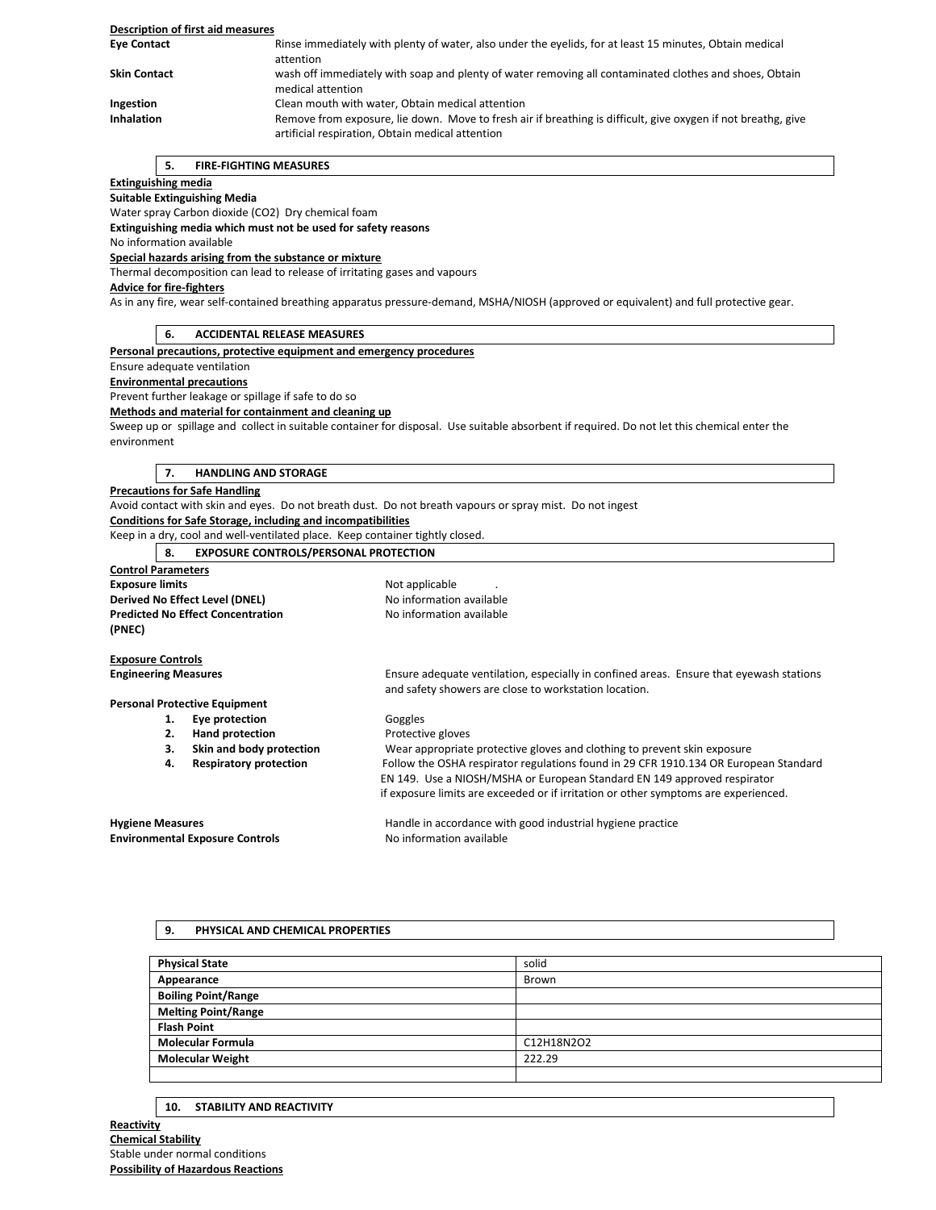**Description of first aid measures**

| | |
|---|---|
| **Eye Contact** | Rinse immediately with plenty of water, also under the eyelids, for at least 15 minutes, Obtain medical attention |
| **Skin Contact** | wash off immediately with soap and plenty of water removing all contaminated clothes and shoes, Obtain medical attention |
| **Ingestion** | Clean mouth with water, Obtain medical attention |
| **Inhalation** | Remove from exposure, lie down. Move to fresh air if breathing is difficult, give oxygen if not breathg, give artificial respiration, Obtain medical attention |

## 5. FIRE-FIGHTING MEASURES

**Extinguishing media**

**Suitable Extinguishing Media**

Water spray Carbon dioxide ($CO_2$) Dry chemical foam

**Extinguishing media which must not be used for safety reasons**

No information available

**Special hazards arising from the substance or mixture**

Thermal decomposition can lead to release of irritating gases and vapours

**Advice for fire-fighters**

As in any fire, wear self-contained breathing apparatus pressure-demand, MSHA/NIOSH (approved or equivalent) and full protective gear.

## 6. ACCIDENTAL RELEASE MEASURES

**Personal precautions, protective equipment and emergency procedures**

Ensure adequate ventilation

**Environmental precautions**

Prevent further leakage or spillage if safe to do so

**Methods and material for containment and cleaning up**

Sweep up or spillage and collect in suitable container for disposal. Use suitable absorbent if required. Do not let this chemical enter the environment

## 7. HANDLING AND STORAGE

**Precautions for Safe Handling**

Avoid contact with skin and eyes. Do not breath dust. Do not breath vapours or spray mist. Do not ingest

**Conditions for Safe Storage, including and incompatibilities**

Keep in a dry, cool and well-ventilated place. Keep container tightly closed.

## 8. EXPOSURE CONTROLS/PERSONAL PROTECTION

**Control Parameters**

| | |
|---|---|
| **Exposure limits** | Not applicable . |
| **Derived No Effect Level (DNEL)** | No information available |
| **Predicted No Effect Concentration (PNEC)** | No information available |

**Exposure Controls**

**Engineering Measures** — Ensure adequate ventilation, especially in confined areas. Ensure that eyewash stations and safety showers are close to workstation location.

**Personal Protective Equipment**

1. **Eye protection** — Goggles
2. **Hand protection** — Protective gloves
3. **Skin and body protection** — Wear appropriate protective gloves and clothing to prevent skin exposure
4. **Respiratory protection** — Follow the OSHA respirator regulations found in 29 CFR 1910.134 OR European Standard EN 149. Use a NIOSH/MSHA or European Standard EN 149 approved respirator if exposure limits are exceeded or if irritation or other symptoms are experienced.

| | |
|---|---|
| **Hygiene Measures** | Handle in accordance with good industrial hygiene practice |
| **Environmental Exposure Controls** | No information available |

## 9. PHYSICAL AND CHEMICAL PROPERTIES

| | |
|---|---|
| **Physical State** | solid |
| **Appearance** | Brown |
| **Boiling Point/Range** | |
| **Melting Point/Range** | |
| **Flash Point** | |
| **Molecular Formula** | $C_{12}H_{18}N_2O_2$ |
| **Molecular Weight** | 222.29 |
| | |

## 10. STABILITY AND REACTIVITY

**Reactivity**

**Chemical Stability**

Stable under normal conditions

**Possibility of Hazardous Reactions**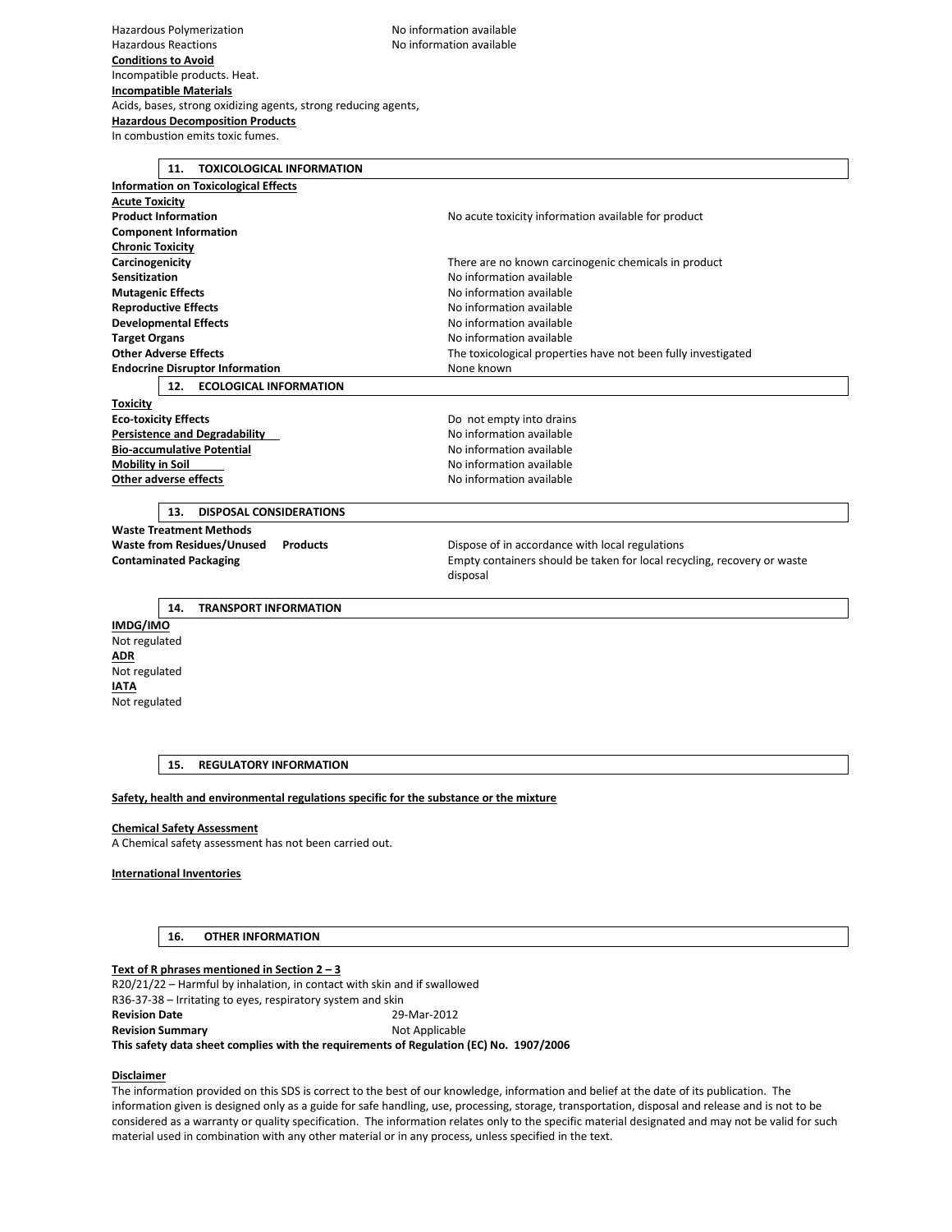| | |
|---|---|
| Hazardous Polymerization | No information available |
| Hazardous Reactions | No information available |

**Conditions to Avoid**

Incompatible products. Heat.

**Incompatible Materials**

Acids, bases, strong oxidizing agents, strong reducing agents,

**Hazardous Decomposition Products**

In combustion emits toxic fumes.

## 11. TOXICOLOGICAL INFORMATION

**Information on Toxicological Effects**

**Acute Toxicity**

| | |
|---|---|
| **Product Information** | No acute toxicity information available for product |
| **Component Information** | |

**Chronic Toxicity**

| | |
|---|---|
| **Carcinogenicity** | There are no known carcinogenic chemicals in product |
| **Sensitization** | No information available |
| **Mutagenic Effects** | No information available |
| **Reproductive Effects** | No information available |
| **Developmental Effects** | No information available |
| **Target Organs** | No information available |
| **Other Adverse Effects** | The toxicological properties have not been fully investigated |
| **Endocrine Disruptor Information** | None known |

## 12. ECOLOGICAL INFORMATION

**Toxicity**

| | |
|---|---|
| **Eco-toxicity Effects** | Do not empty into drains |
| **Persistence and Degradability** | No information available |
| **Bio-accumulative Potential** | No information available |
| **Mobility in Soil** | No information available |
| **Other adverse effects** | No information available |

## 13. DISPOSAL CONSIDERATIONS

**Waste Treatment Methods**

| | |
|---|---|
| **Waste from Residues/Unused Products** | Dispose of in accordance with local regulations |
| **Contaminated Packaging** | Empty containers should be taken for local recycling, recovery or waste disposal |

## 14. TRANSPORT INFORMATION

**IMDG/IMO**

Not regulated

**ADR**

Not regulated

**IATA**

Not regulated

## 15. REGULATORY INFORMATION

**Safety, health and environmental regulations specific for the substance or the mixture**

**Chemical Safety Assessment**

A Chemical safety assessment has not been carried out.

**International Inventories**

## 16. OTHER INFORMATION

**Text of R phrases mentioned in Section 2 – 3**

R20/21/22 – Harmful by inhalation, in contact with skin and if swallowed

R36-37-38 – Irritating to eyes, respiratory system and skin

| | |
|---|---|
| **Revision Date** | 29-Mar-2012 |
| **Revision Summary** | Not Applicable |

**This safety data sheet complies with the requirements of Regulation (EC) No. 1907/2006**

**Disclaimer**

The information provided on this SDS is correct to the best of our knowledge, information and belief at the date of its publication. The information given is designed only as a guide for safe handling, use, processing, storage, transportation, disposal and release and is not to be considered as a warranty or quality specification. The information relates only to the specific material designated and may not be valid for such material used in combination with any other material or in any process, unless specified in the text.